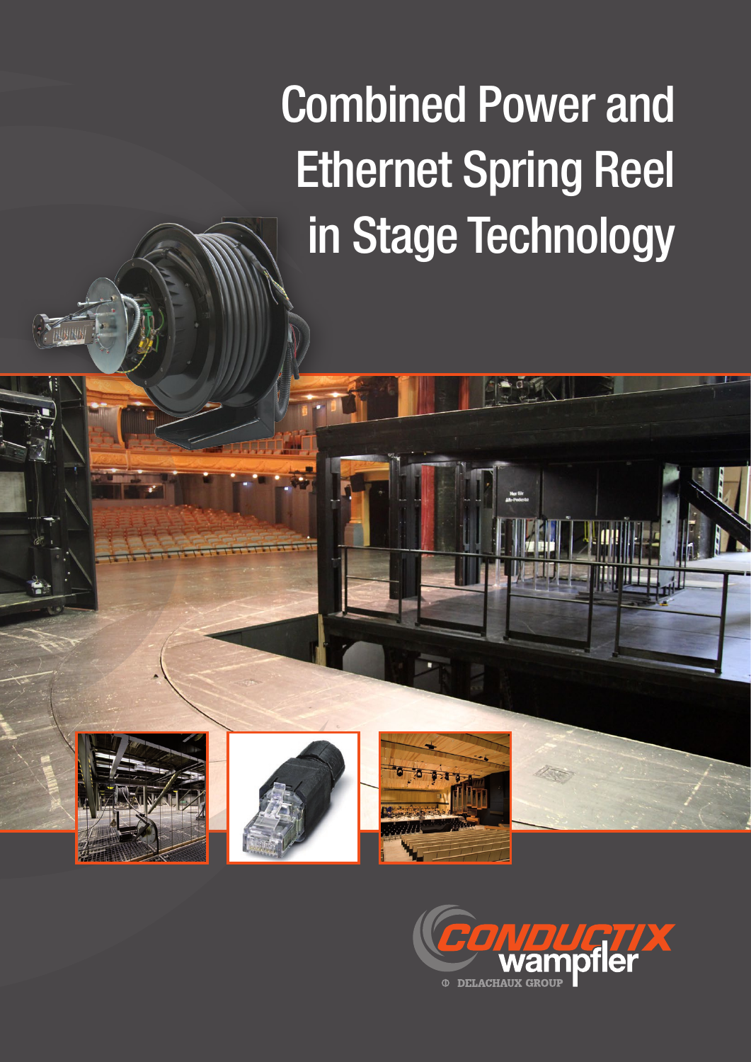# Combined Power and Ethernet Spring Reel in Stage Technology

CONDUCTIX wampfler

DELACHAUX GROUP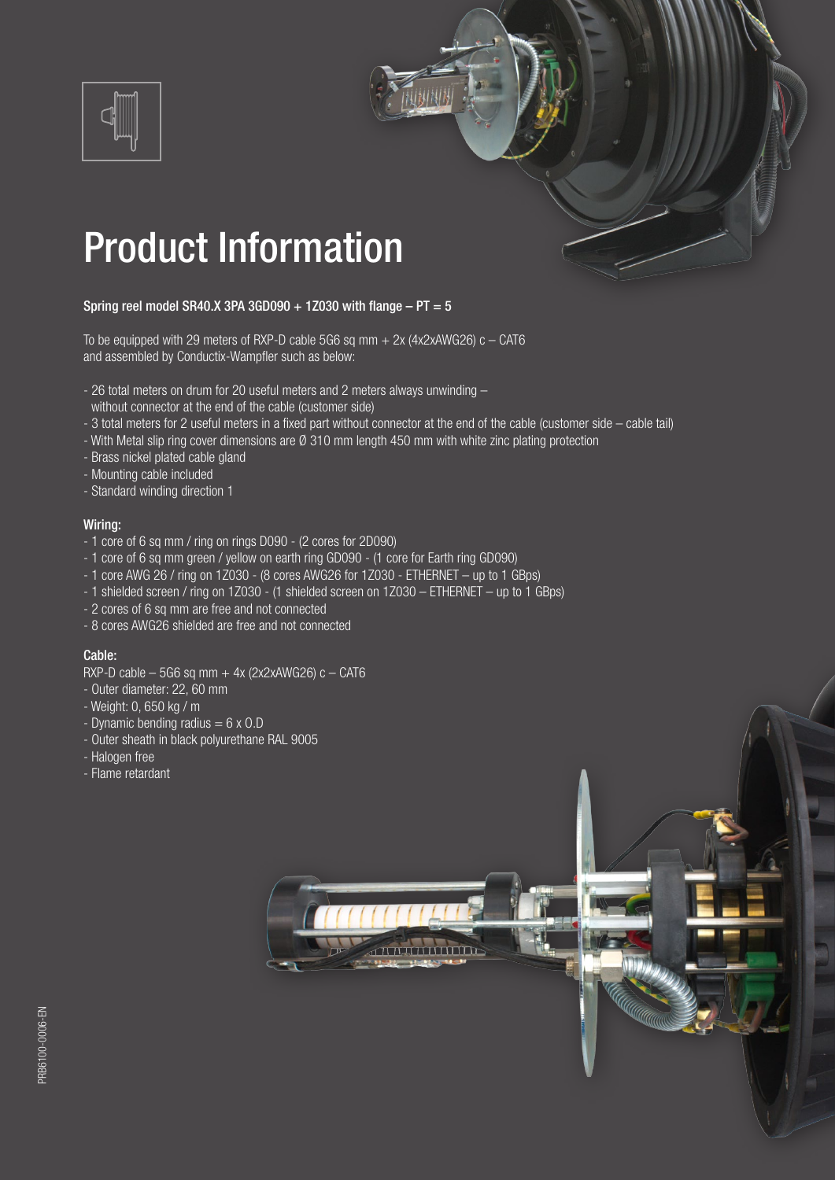# Product Information

### Spring reel model SR40.X 3PA 3GD090 + 1Z030 with flange – PT = 5

To be equipped with 29 meters of RXP-D cable 5G6 sq mm + 2x (4x2xAWG26) c – CAT6
and assembled by Conductix-Wampfler such as below:

- 26 total meters on drum for 20 useful meters and 2 meters always unwinding – without connector at the end of the cable (customer side)
- 3 total meters for 2 useful meters in a fixed part without connector at the end of the cable (customer side – cable tail)
- With Metal slip ring cover dimensions are Ø 310 mm length 450 mm with white zinc plating protection
- Brass nickel plated cable gland
- Mounting cable included
- Standard winding direction 1

### Wiring:

- 1 core of 6 sq mm / ring on rings D090 - (2 cores for 2D090)
- 1 core of 6 sq mm green / yellow on earth ring GD090 - (1 core for Earth ring GD090)
- 1 core AWG 26 / ring on 1Z030 - (8 cores AWG26 for 1Z030 - ETHERNET – up to 1 GBps)
- 1 shielded screen / ring on 1Z030 - (1 shielded screen on 1Z030 – ETHERNET – up to 1 GBps)
- 2 cores of 6 sq mm are free and not connected
- 8 cores AWG26 shielded are free and not connected

### Cable:

RXP-D cable – 5G6 sq mm + 4x (2x2xAWG26) c – CAT6

- Outer diameter: 22, 60 mm
- Weight: 0, 650 kg / m
- Dynamic bending radius = 6 x O.D
- Outer sheath in black polyurethane RAL 9005
- Halogen free
- Flame retardant

PRB6100-0006-EN